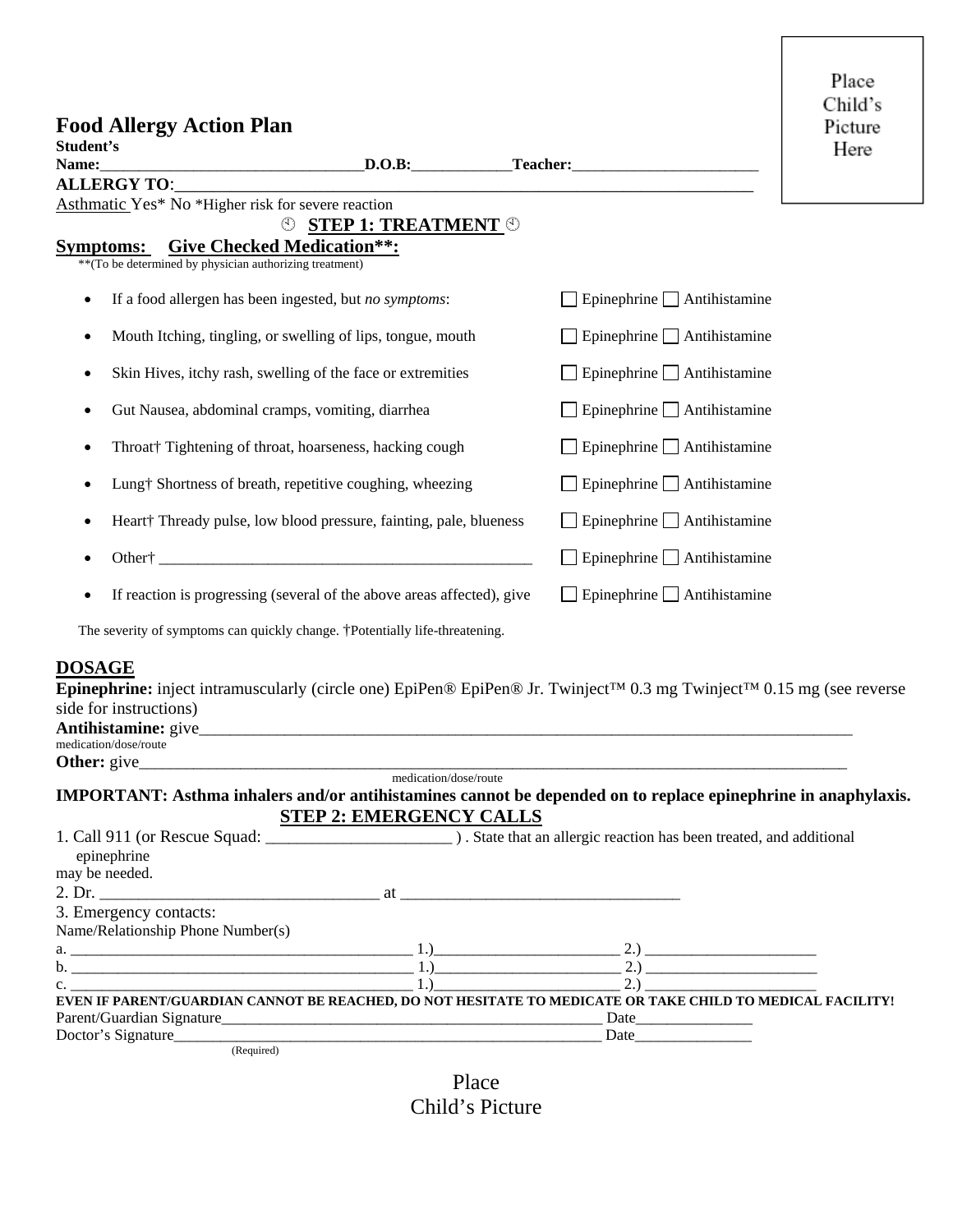Place Child's Picture Here

# Food Allergy Action Plan

**Student's Name:**________________________________**D.O.B:**____________**Teacher:**________________________

**ALLERGY TO**:_________________________________________________________________________

Asthmatic Yes* No *Higher risk for severe reaction

## STEP 1: TREATMENT

**Symptoms: Give Checked Medication**:**

**(To be determined by physician authorizing treatment)

- If a food allergen has been ingested, but *no symptoms*: ☐ Epinephrine ☐ Antihistamine
- Mouth Itching, tingling, or swelling of lips, tongue, mouth ☐ Epinephrine ☐ Antihistamine
- Skin Hives, itchy rash, swelling of the face or extremities ☐ Epinephrine ☐ Antihistamine
- Gut Nausea, abdominal cramps, vomiting, diarrhea ☐ Epinephrine ☐ Antihistamine
- Throat† Tightening of throat, hoarseness, hacking cough ☐ Epinephrine ☐ Antihistamine
- Lung† Shortness of breath, repetitive coughing, wheezing ☐ Epinephrine ☐ Antihistamine
- Heart† Thready pulse, low blood pressure, fainting, pale, blueness ☐ Epinephrine ☐ Antihistamine
- Other† ________________________________________________ ☐ Epinephrine ☐ Antihistamine
- If reaction is progressing (several of the above areas affected), give ☐ Epinephrine ☐ Antihistamine

The severity of symptoms can quickly change. †Potentially life-threatening.

## DOSAGE

**Epinephrine:** inject intramuscularly (circle one) EpiPen® EpiPen® Jr. Twinject™ 0.3 mg Twinject™ 0.15 mg (see reverse side for instructions)

**Antihistamine:** give_________________________________________________________________________________
medication/dose/route

**Other:** give_________________________________________________________________________________________
medication/dose/route

**IMPORTANT: Asthma inhalers and/or antihistamines cannot be depended on to replace epinephrine in anaphylaxis.**

## STEP 2: EMERGENCY CALLS

1. Call 911 (or Rescue Squad: ______________________ ) . State that an allergic reaction has been treated, and additional epinephrine may be needed.
2. Dr. _________________________________ at _________________________________
3. Emergency contacts:

Name/Relationship Phone Number(s)

a. ____________________________________________ 1.)_______________________ 2.) _____________________

b. ____________________________________________ 1.)_______________________ 2.) _____________________

c. ____________________________________________ 1.)_______________________ 2.) _____________________

**EVEN IF PARENT/GUARDIAN CANNOT BE REACHED, DO NOT HESITATE TO MEDICATE OR TAKE CHILD TO MEDICAL FACILITY!**

Parent/Guardian Signature_________________________________________________ Date_______________

Doctor's Signature______________________________________________________ Date_______________
(Required)

Place
Child's Picture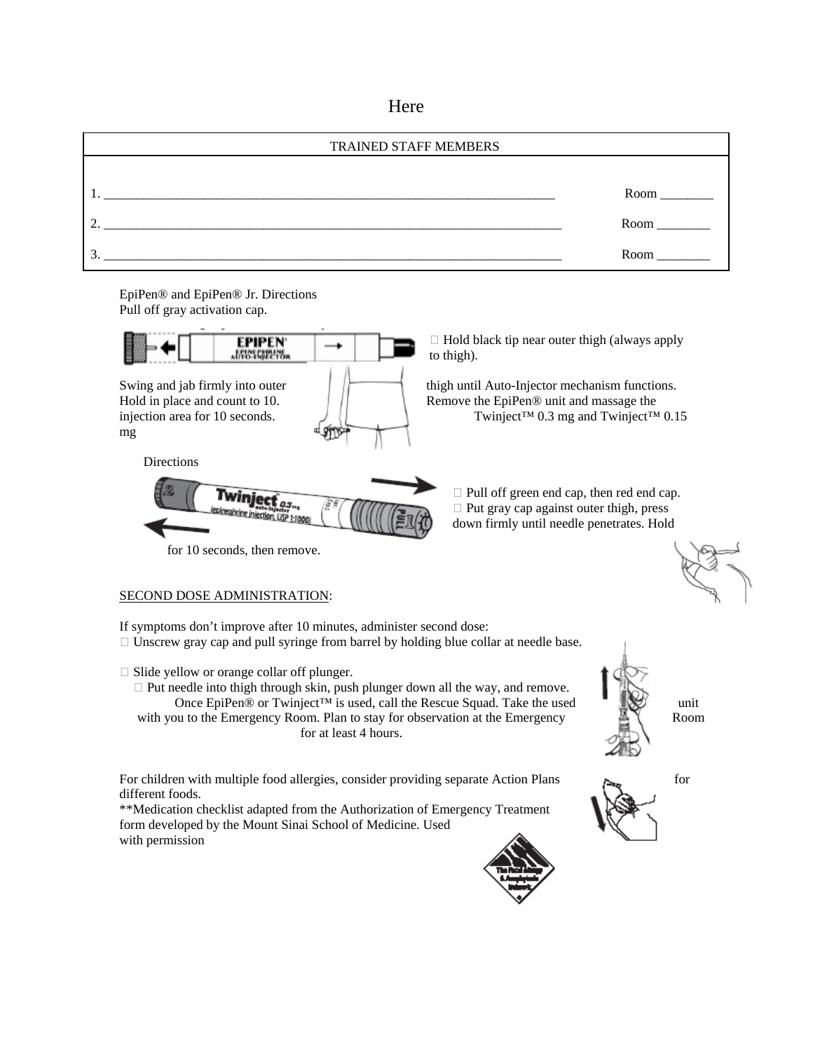Here

| TRAINED STAFF MEMBERS | |
|---|---|
| 1. ______________________________________________ | Room ________ |
| 2. ______________________________________________ | Room ________ |
| 3. ______________________________________________ | Room ________ |

EpiPen® and EpiPen® Jr. Directions

Pull off gray activation cap.

EPIPEN EPINEPHRINE AUTO-INJECTOR

- Hold black tip near outer thigh (always apply to thigh).

Swing and jab firmly into outer thigh until Auto-Injector mechanism functions. Hold in place and count to 10. Remove the EpiPen® unit and massage the injection area for 10 seconds.

Twinject™ 0.3 mg and Twinject™ 0.15 mg Directions

Twinject 0.3 mg auto-injector (epinephrine injection, USP 1:1000) PULL

- Pull off green end cap, then red end cap.
- Put gray cap against outer thigh, press down firmly until needle penetrates. Hold for 10 seconds, then remove.

SECOND DOSE ADMINISTRATION:

If symptoms don't improve after 10 minutes, administer second dose:

- Unscrew gray cap and pull syringe from barrel by holding blue collar at needle base.
- Slide yellow or orange collar off plunger.
- Put needle into thigh through skin, push plunger down all the way, and remove.

Once EpiPen® or Twinject™ is used, call the Rescue Squad. Take the used unit with you to the Emergency Room. Plan to stay for observation at the Emergency Room for at least 4 hours.

For children with multiple food allergies, consider providing separate Action Plans for different foods.

**Medication checklist adapted from the Authorization of Emergency Treatment form developed by the Mount Sinai School of Medicine. Used with permission